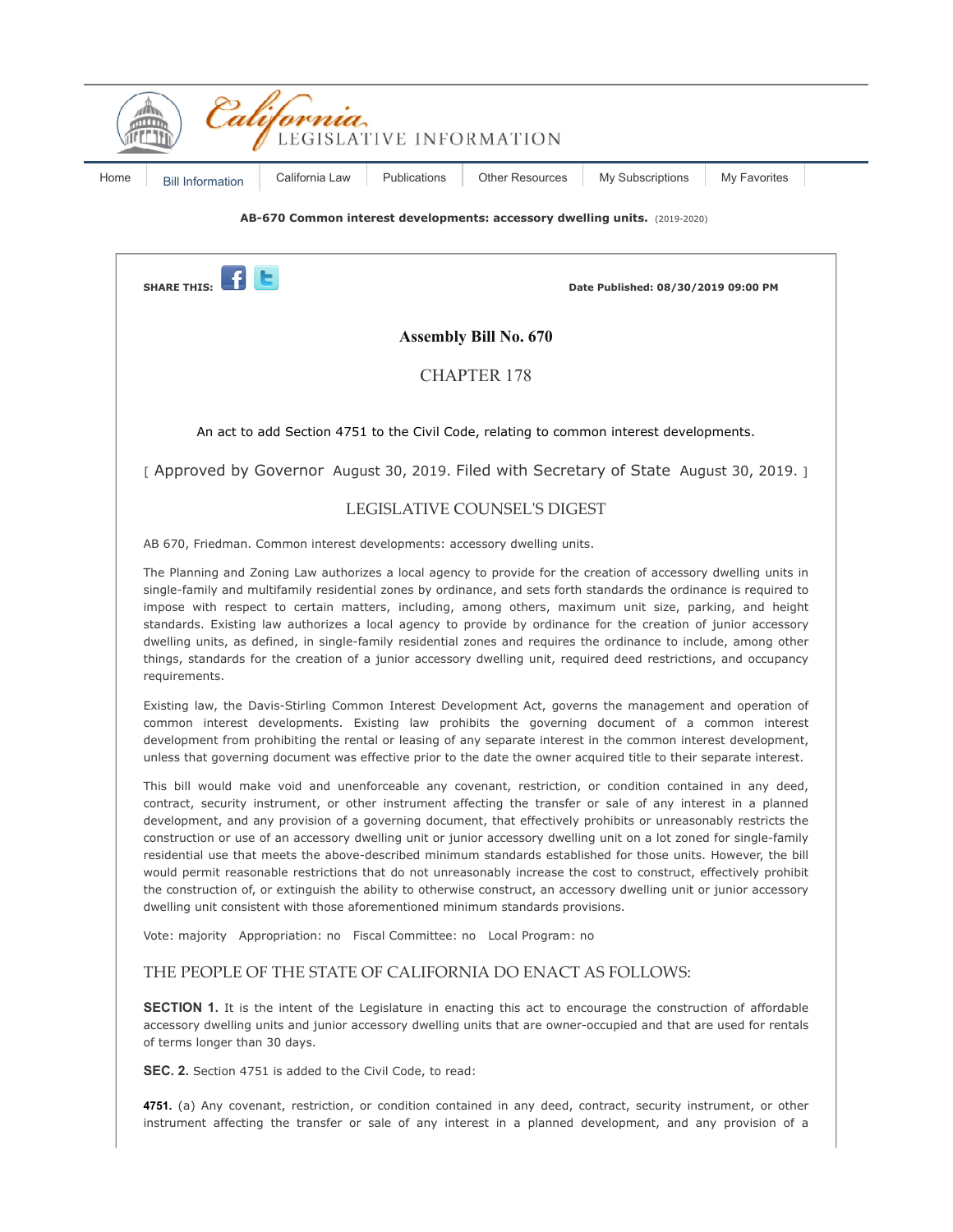**AB-670 Common interest developments: accessory dwelling units.** (2019-2020)

SHARE THIS:

Date Published: 08/30/2019 09:00 PM

# Assembly Bill No. 670

## CHAPTER 178

An act to add Section 4751 to the Civil Code, relating to common interest developments.

[ Approved by Governor August 30, 2019. Filed with Secretary of State August 30, 2019. ]

## LEGISLATIVE COUNSEL'S DIGEST

AB 670, Friedman. Common interest developments: accessory dwelling units.

The Planning and Zoning Law authorizes a local agency to provide for the creation of accessory dwelling units in single-family and multifamily residential zones by ordinance, and sets forth standards the ordinance is required to impose with respect to certain matters, including, among others, maximum unit size, parking, and height standards. Existing law authorizes a local agency to provide by ordinance for the creation of junior accessory dwelling units, as defined, in single-family residential zones and requires the ordinance to include, among other things, standards for the creation of a junior accessory dwelling unit, required deed restrictions, and occupancy requirements.

Existing law, the Davis-Stirling Common Interest Development Act, governs the management and operation of common interest developments. Existing law prohibits the governing document of a common interest development from prohibiting the rental or leasing of any separate interest in the common interest development, unless that governing document was effective prior to the date the owner acquired title to their separate interest.

This bill would make void and unenforceable any covenant, restriction, or condition contained in any deed, contract, security instrument, or other instrument affecting the transfer or sale of any interest in a planned development, and any provision of a governing document, that effectively prohibits or unreasonably restricts the construction or use of an accessory dwelling unit or junior accessory dwelling unit on a lot zoned for single-family residential use that meets the above-described minimum standards established for those units. However, the bill would permit reasonable restrictions that do not unreasonably increase the cost to construct, effectively prohibit the construction of, or extinguish the ability to otherwise construct, an accessory dwelling unit or junior accessory dwelling unit consistent with those aforementioned minimum standards provisions.

Vote: majority Appropriation: no Fiscal Committee: no Local Program: no

## THE PEOPLE OF THE STATE OF CALIFORNIA DO ENACT AS FOLLOWS:

**SECTION 1.** It is the intent of the Legislature in enacting this act to encourage the construction of affordable accessory dwelling units and junior accessory dwelling units that are owner-occupied and that are used for rentals of terms longer than 30 days.

**SEC. 2.** Section 4751 is added to the Civil Code, to read:

**4751.** (a) Any covenant, restriction, or condition contained in any deed, contract, security instrument, or other instrument affecting the transfer or sale of any interest in a planned development, and any provision of a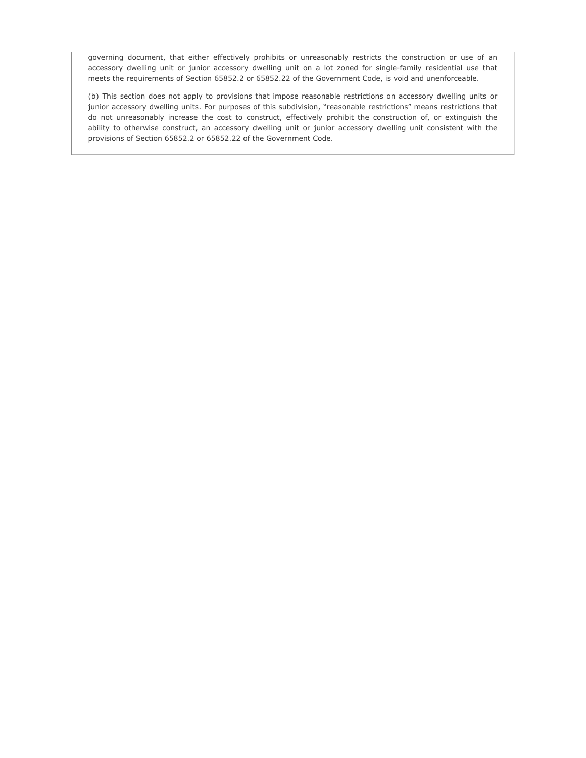governing document, that either effectively prohibits or unreasonably restricts the construction or use of an accessory dwelling unit or junior accessory dwelling unit on a lot zoned for single-family residential use that meets the requirements of Section 65852.2 or 65852.22 of the Government Code, is void and unenforceable.

(b) This section does not apply to provisions that impose reasonable restrictions on accessory dwelling units or junior accessory dwelling units. For purposes of this subdivision, "reasonable restrictions" means restrictions that do not unreasonably increase the cost to construct, effectively prohibit the construction of, or extinguish the ability to otherwise construct, an accessory dwelling unit or junior accessory dwelling unit consistent with the provisions of Section 65852.2 or 65852.22 of the Government Code.